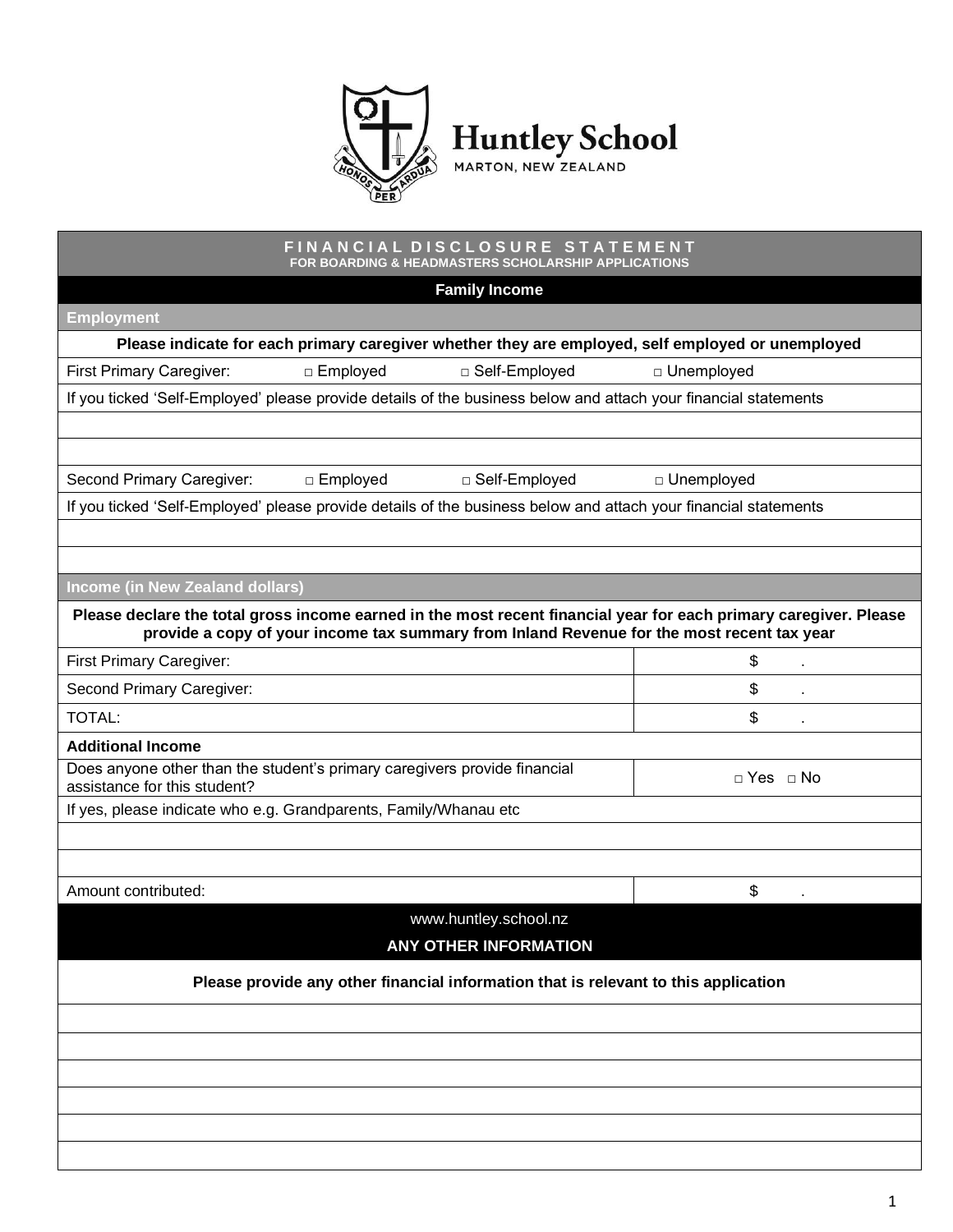# Huntley School

MARTON, NEW ZEALAND

## FINANCIAL DISCLOSURE STATEMENT

**FOR BOARDING & HEADMASTERS SCHOLARSHIP APPLICATIONS**

### Family Income

#### Employment

**Please indicate for each primary caregiver whether they are employed, self employed or unemployed**

First Primary Caregiver: □ Employed □ Self-Employed □ Unemployed

If you ticked 'Self-Employed' please provide details of the business below and attach your financial statements

Second Primary Caregiver: □ Employed □ Self-Employed □ Unemployed

If you ticked 'Self-Employed' please provide details of the business below and attach your financial statements

#### Income (in New Zealand dollars)

**Please declare the total gross income earned in the most recent financial year for each primary caregiver. Please provide a copy of your income tax summary from Inland Revenue for the most recent tax year**

| | |
|---|---|
| First Primary Caregiver: | $ . |
| Second Primary Caregiver: | $ . |
| TOTAL: | $ . |

**Additional Income**

| | |
|---|---|
| Does anyone other than the student's primary caregivers provide financial assistance for this student? | □ Yes □ No |

If yes, please indicate who e.g. Grandparents, Family/Whanau etc

| | |
|---|---|
| Amount contributed: | $ . |

www.huntley.school.nz

### ANY OTHER INFORMATION

**Please provide any other financial information that is relevant to this application**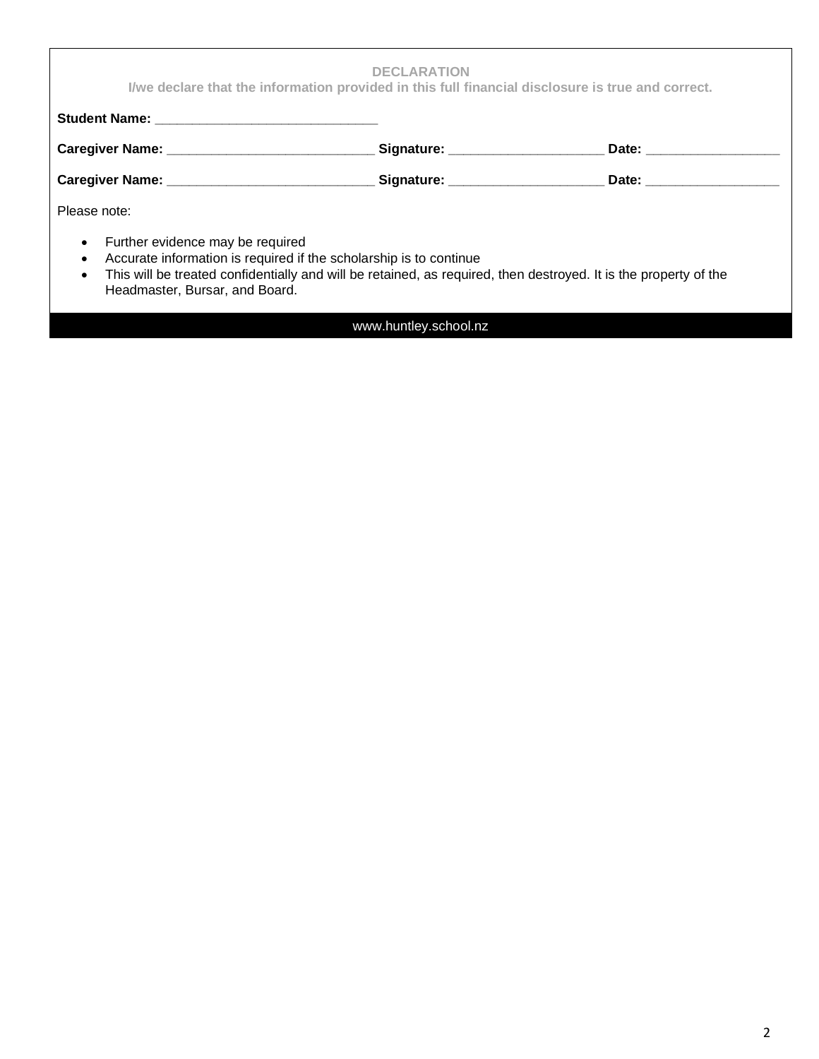## DECLARATION

**I/we declare that the information provided in this full financial disclosure is true and correct.**

**Student Name:** ______________________________

**Caregiver Name:** ____________________________ **Signature:** _____________________ **Date:** __________________

**Caregiver Name:** ____________________________ **Signature:** _____________________ **Date:** __________________

Please note:

- Further evidence may be required
- Accurate information is required if the scholarship is to continue
- This will be treated confidentially and will be retained, as required, then destroyed. It is the property of the Headmaster, Bursar, and Board.

www.huntley.school.nz